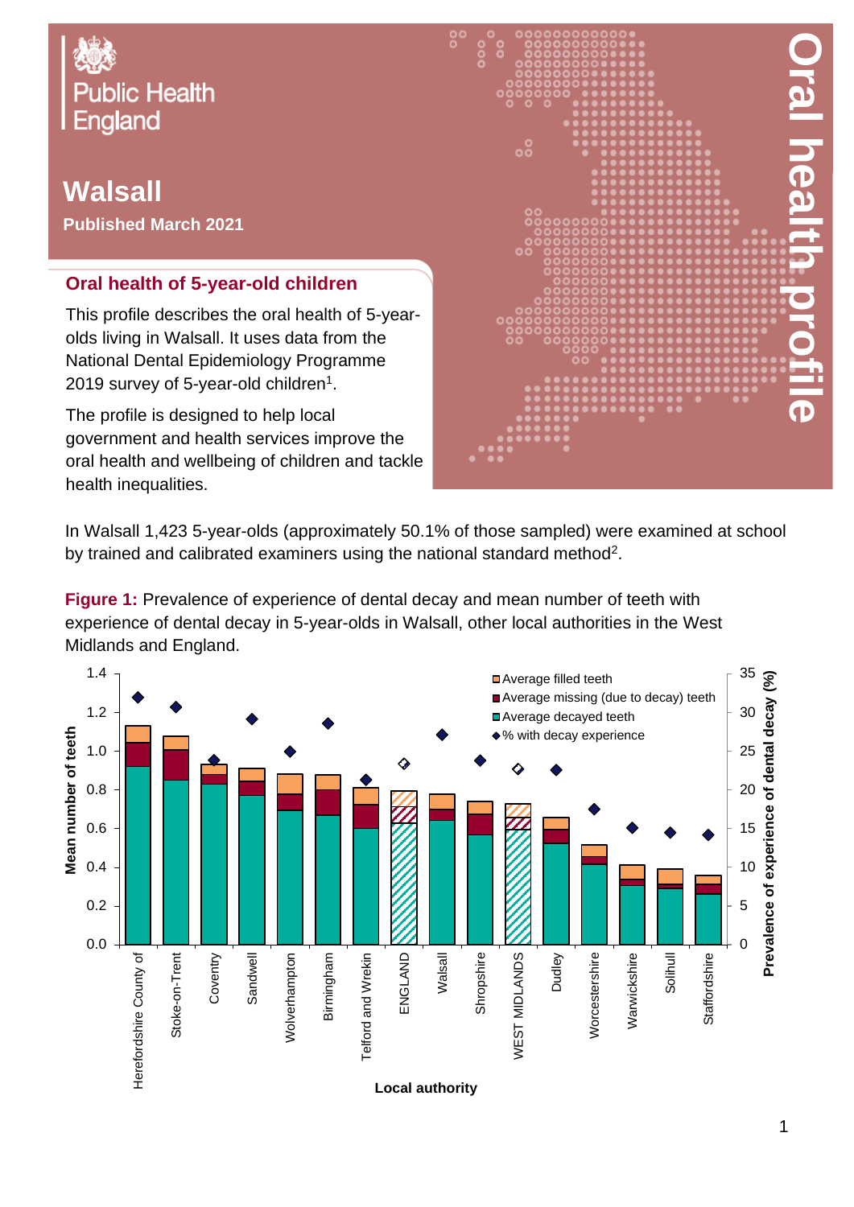Public Health England

# Walsall

**Published March 2021**

# Oral health profile

## Oral health of 5-year-old children

This profile describes the oral health of 5-year-olds living in Walsall. It uses data from the National Dental Epidemiology Programme 2019 survey of 5-year-old children[1].

The profile is designed to help local government and health services improve the oral health and wellbeing of children and tackle health inequalities.

In Walsall 1,423 5-year-olds (approximately 50.1% of those sampled) were examined at school by trained and calibrated examiners using the national standard method[2].

**Figure 1:** Prevalence of experience of dental decay and mean number of teeth with experience of dental decay in 5-year-olds in Walsall, other local authorities in the West Midlands and England.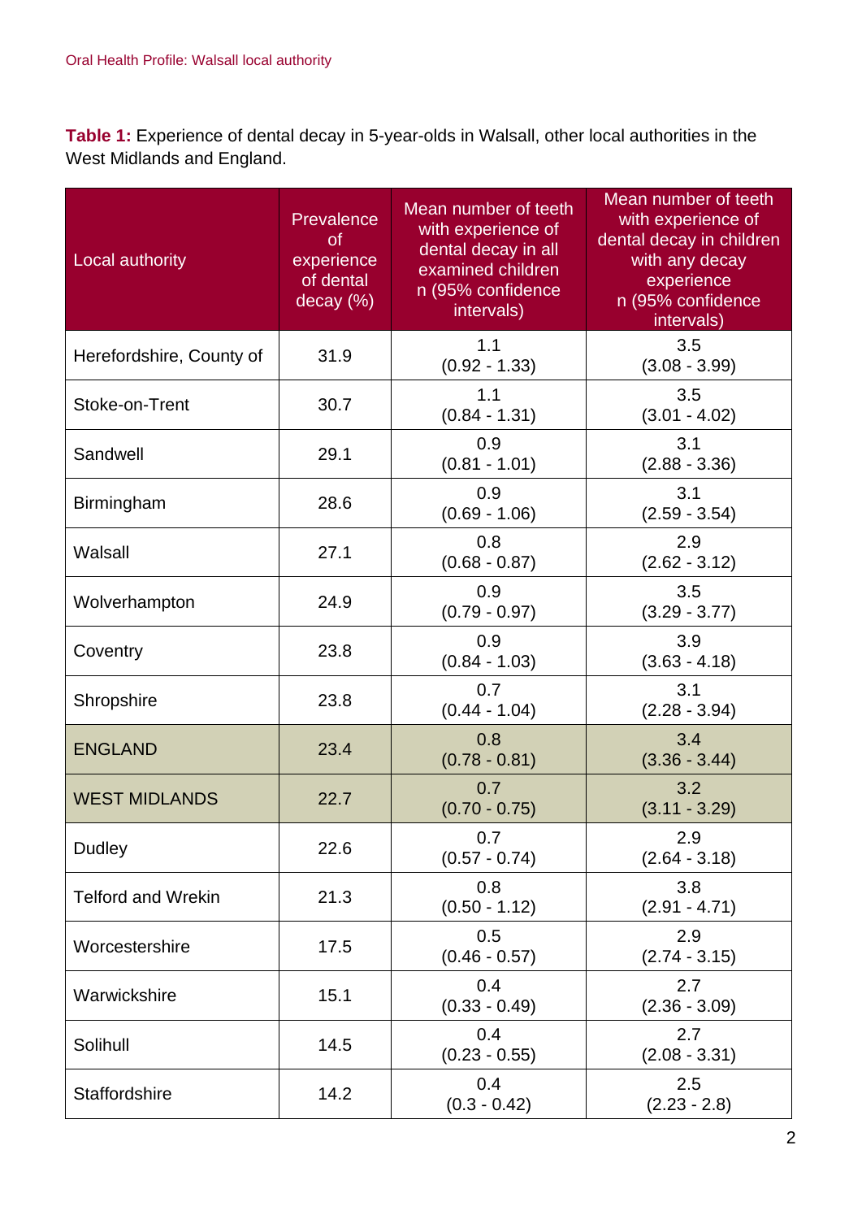**Table 1:** Experience of dental decay in 5-year-olds in Walsall, other local authorities in the West Midlands and England.

| Local authority | Prevalence of experience of dental decay (%) | Mean number of teeth with experience of dental decay in all examined children n (95% confidence intervals) | Mean number of teeth with experience of dental decay in children with any decay experience n (95% confidence intervals) |
|---|---|---|---|
| Herefordshire, County of | 31.9 | 1.1 (0.92 - 1.33) | 3.5 (3.08 - 3.99) |
| Stoke-on-Trent | 30.7 | 1.1 (0.84 - 1.31) | 3.5 (3.01 - 4.02) |
| Sandwell | 29.1 | 0.9 (0.81 - 1.01) | 3.1 (2.88 - 3.36) |
| Birmingham | 28.6 | 0.9 (0.69 - 1.06) | 3.1 (2.59 - 3.54) |
| Walsall | 27.1 | 0.8 (0.68 - 0.87) | 2.9 (2.62 - 3.12) |
| Wolverhampton | 24.9 | 0.9 (0.79 - 0.97) | 3.5 (3.29 - 3.77) |
| Coventry | 23.8 | 0.9 (0.84 - 1.03) | 3.9 (3.63 - 4.18) |
| Shropshire | 23.8 | 0.7 (0.44 - 1.04) | 3.1 (2.28 - 3.94) |
| ENGLAND | 23.4 | 0.8 (0.78 - 0.81) | 3.4 (3.36 - 3.44) |
| WEST MIDLANDS | 22.7 | 0.7 (0.70 - 0.75) | 3.2 (3.11 - 3.29) |
| Dudley | 22.6 | 0.7 (0.57 - 0.74) | 2.9 (2.64 - 3.18) |
| Telford and Wrekin | 21.3 | 0.8 (0.50 - 1.12) | 3.8 (2.91 - 4.71) |
| Worcestershire | 17.5 | 0.5 (0.46 - 0.57) | 2.9 (2.74 - 3.15) |
| Warwickshire | 15.1 | 0.4 (0.33 - 0.49) | 2.7 (2.36 - 3.09) |
| Solihull | 14.5 | 0.4 (0.23 - 0.55) | 2.7 (2.08 - 3.31) |
| Staffordshire | 14.2 | 0.4 (0.3 - 0.42) | 2.5 (2.23 - 2.8) |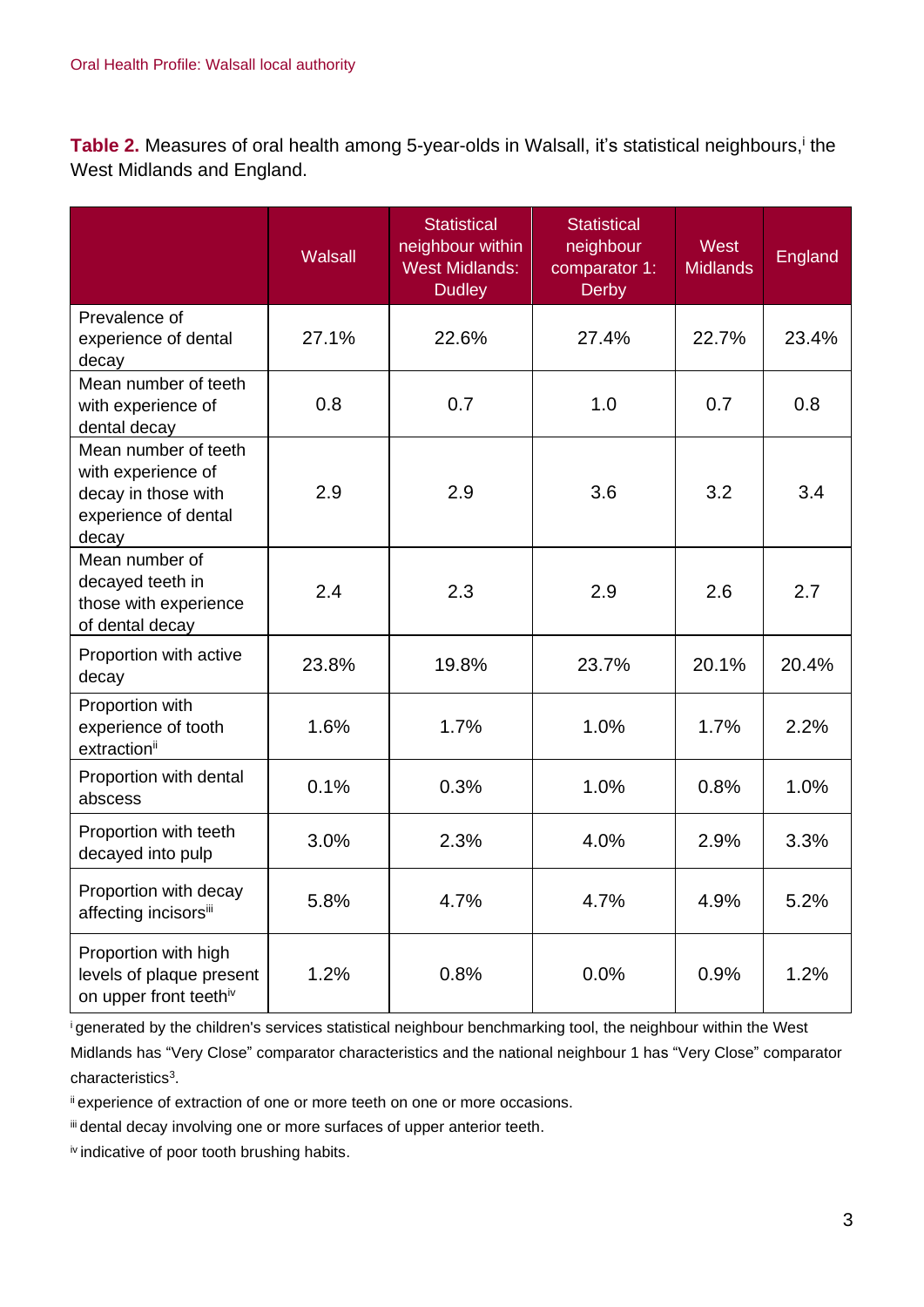**Table 2.** Measures of oral health among 5-year-olds in Walsall, it's statistical neighbours,[i] the West Midlands and England.

| | Walsall | Statistical neighbour within West Midlands: Dudley | Statistical neighbour comparator 1: Derby | West Midlands | England |
|---|---|---|---|---|---|
| Prevalence of experience of dental decay | 27.1% | 22.6% | 27.4% | 22.7% | 23.4% |
| Mean number of teeth with experience of dental decay | 0.8 | 0.7 | 1.0 | 0.7 | 0.8 |
| Mean number of teeth with experience of decay in those with experience of dental decay | 2.9 | 2.9 | 3.6 | 3.2 | 3.4 |
| Mean number of decayed teeth in those with experience of dental decay | 2.4 | 2.3 | 2.9 | 2.6 | 2.7 |
| Proportion with active decay | 23.8% | 19.8% | 23.7% | 20.1% | 20.4% |
| Proportion with experience of tooth extraction[ii] | 1.6% | 1.7% | 1.0% | 1.7% | 2.2% |
| Proportion with dental abscess | 0.1% | 0.3% | 1.0% | 0.8% | 1.0% |
| Proportion with teeth decayed into pulp | 3.0% | 2.3% | 4.0% | 2.9% | 3.3% |
| Proportion with decay affecting incisors[iii] | 5.8% | 4.7% | 4.7% | 4.9% | 5.2% |
| Proportion with high levels of plaque present on upper front teeth[iv] | 1.2% | 0.8% | 0.0% | 0.9% | 1.2% |

[i] generated by the children's services statistical neighbour benchmarking tool, the neighbour within the West Midlands has "Very Close" comparator characteristics and the national neighbour 1 has "Very Close" comparator characteristics[3].

[ii] experience of extraction of one or more teeth on one or more occasions.

[iii] dental decay involving one or more surfaces of upper anterior teeth.

[iv] indicative of poor tooth brushing habits.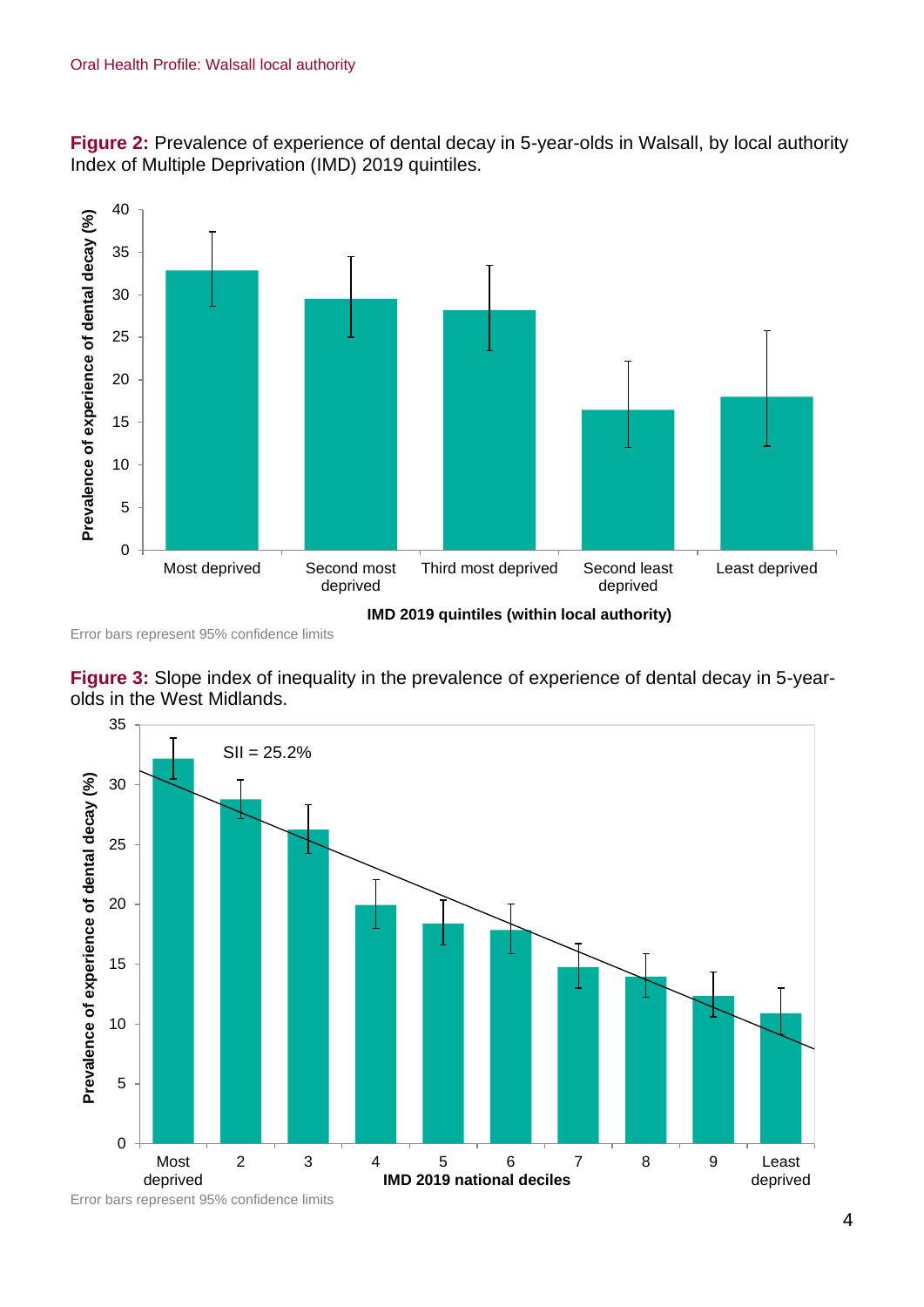**Figure 2:** Prevalence of experience of dental decay in 5-year-olds in Walsall, by local authority Index of Multiple Deprivation (IMD) 2019 quintiles.

Error bars represent 95% confidence limits

**Figure 3:** Slope index of inequality in the prevalence of experience of dental decay in 5-year-olds in the West Midlands.

Error bars represent 95% confidence limits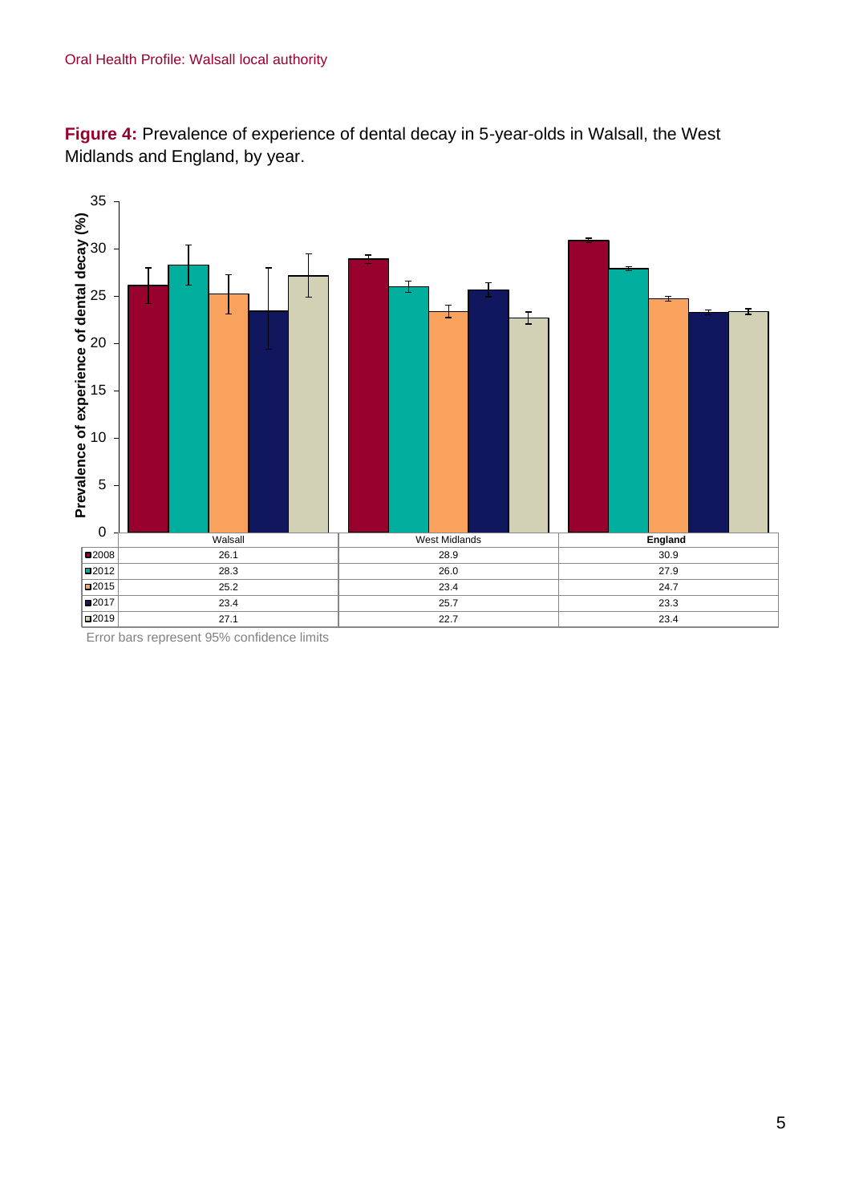**Figure 4:** Prevalence of experience of dental decay in 5-year-olds in Walsall, the West Midlands and England, by year.

| | Walsall | West Midlands | England |
|---|---|---|---|
| 2008 | 26.1 | 28.9 | 30.9 |
| 2012 | 28.3 | 26.0 | 27.9 |
| 2015 | 25.2 | 23.4 | 24.7 |
| 2017 | 23.4 | 25.7 | 23.3 |
| 2019 | 27.1 | 22.7 | 23.4 |

Error bars represent 95% confidence limits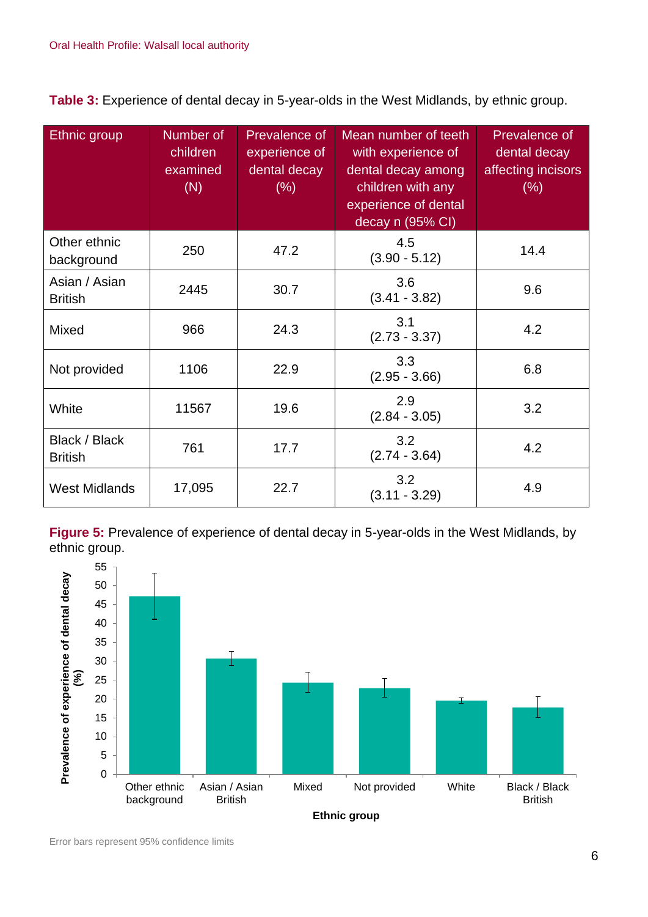**Table 3:** Experience of dental decay in 5-year-olds in the West Midlands, by ethnic group.

| Ethnic group | Number of children examined (N) | Prevalence of experience of dental decay (%) | Mean number of teeth with experience of dental decay among children with any experience of dental decay n (95% CI) | Prevalence of dental decay affecting incisors (%) |
|---|---|---|---|---|
| Other ethnic background | 250 | 47.2 | 4.5 (3.90 - 5.12) | 14.4 |
| Asian / Asian British | 2445 | 30.7 | 3.6 (3.41 - 3.82) | 9.6 |
| Mixed | 966 | 24.3 | 3.1 (2.73 - 3.37) | 4.2 |
| Not provided | 1106 | 22.9 | 3.3 (2.95 - 3.66) | 6.8 |
| White | 11567 | 19.6 | 2.9 (2.84 - 3.05) | 3.2 |
| Black / Black British | 761 | 17.7 | 3.2 (2.74 - 3.64) | 4.2 |
| West Midlands | 17,095 | 22.7 | 3.2 (3.11 - 3.29) | 4.9 |

**Figure 5:** Prevalence of experience of dental decay in 5-year-olds in the West Midlands, by ethnic group.

Error bars represent 95% confidence limits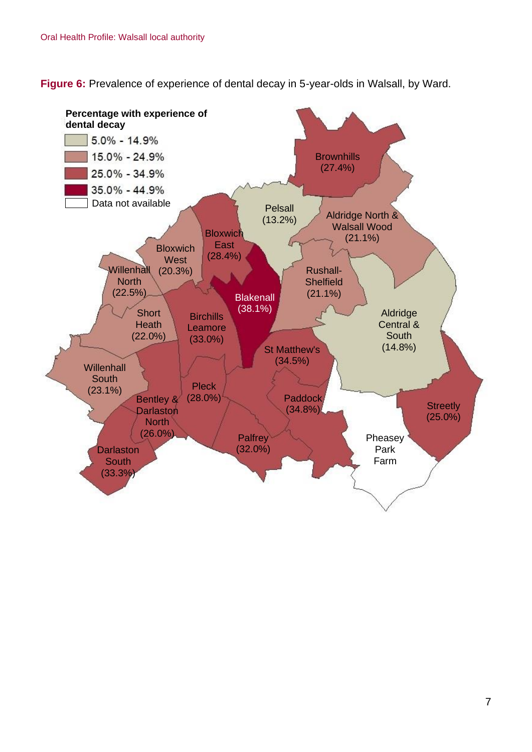**Figure 6:** Prevalence of experience of dental decay in 5-year-olds in Walsall, by Ward.

**Percentage with experience of dental decay**

- 5.0% - 14.9%
- 15.0% - 24.9%
- 25.0% - 34.9%
- 35.0% - 44.9%
- Data not available

Brownhills (27.4%)
Pelsall (13.2%)
Aldridge North & Walsall Wood (21.1%)
Bloxwich East (28.4%)
Bloxwich West (20.3%)
Willenhall North (22.5%)
Rushall-Shelfield (21.1%)
Blakenall (38.1%)
Short Heath (22.0%)
Birchills Leamore (33.0%)
Aldridge Central & South (14.8%)
St Matthew's (34.5%)
Willenhall South (23.1%)
Pleck (28.0%)
Bentley & Darlaston North (26.0%)
Paddock (34.8%)
Streetly (25.0%)
Pheasey Park Farm
Palfrey (32.0%)
Darlaston South (33.3%)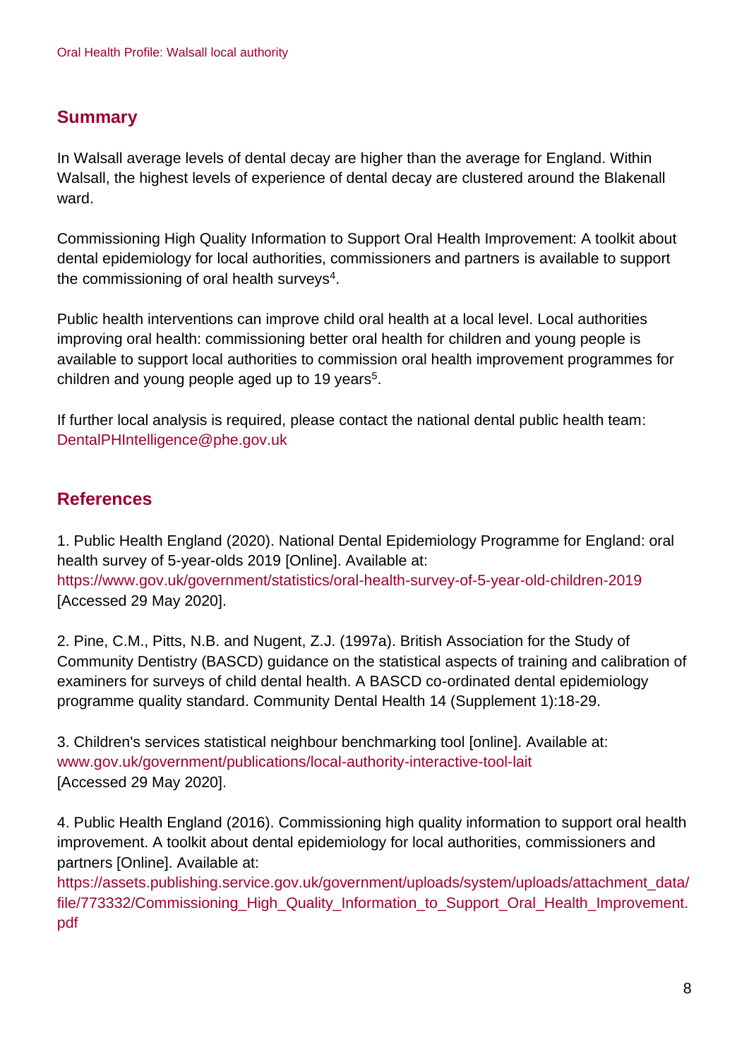## Summary

In Walsall average levels of dental decay are higher than the average for England. Within Walsall, the highest levels of experience of dental decay are clustered around the Blakenall ward.

Commissioning High Quality Information to Support Oral Health Improvement: A toolkit about dental epidemiology for local authorities, commissioners and partners is available to support the commissioning of oral health surveys[4].

Public health interventions can improve child oral health at a local level. Local authorities improving oral health: commissioning better oral health for children and young people is available to support local authorities to commission oral health improvement programmes for children and young people aged up to 19 years[5].

If further local analysis is required, please contact the national dental public health team: DentalPHIntelligence@phe.gov.uk

## References

1. Public Health England (2020). National Dental Epidemiology Programme for England: oral health survey of 5-year-olds 2019 [Online]. Available at: https://www.gov.uk/government/statistics/oral-health-survey-of-5-year-old-children-2019 [Accessed 29 May 2020].

2. Pine, C.M., Pitts, N.B. and Nugent, Z.J. (1997a). British Association for the Study of Community Dentistry (BASCD) guidance on the statistical aspects of training and calibration of examiners for surveys of child dental health. A BASCD co-ordinated dental epidemiology programme quality standard. Community Dental Health 14 (Supplement 1):18-29.

3. Children's services statistical neighbour benchmarking tool [online]. Available at: www.gov.uk/government/publications/local-authority-interactive-tool-lait [Accessed 29 May 2020].

4. Public Health England (2016). Commissioning high quality information to support oral health improvement. A toolkit about dental epidemiology for local authorities, commissioners and partners [Online]. Available at: https://assets.publishing.service.gov.uk/government/uploads/system/uploads/attachment_data/file/773332/Commissioning_High_Quality_Information_to_Support_Oral_Health_Improvement.pdf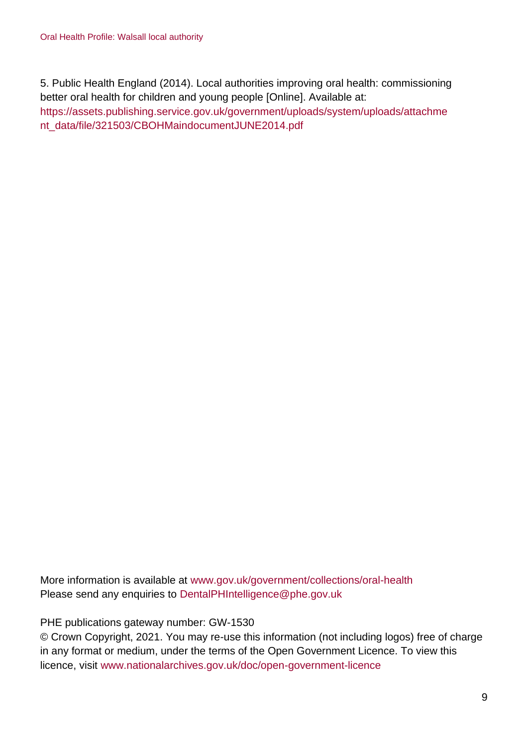5. Public Health England (2014). Local authorities improving oral health: commissioning better oral health for children and young people [Online]. Available at: https://assets.publishing.service.gov.uk/government/uploads/system/uploads/attachment_data/file/321503/CBOHMaindocumentJUNE2014.pdf

More information is available at www.gov.uk/government/collections/oral-health
Please send any enquiries to DentalPHIntelligence@phe.gov.uk

PHE publications gateway number: GW-1530
© Crown Copyright, 2021. You may re-use this information (not including logos) free of charge in any format or medium, under the terms of the Open Government Licence. To view this licence, visit www.nationalarchives.gov.uk/doc/open-government-licence